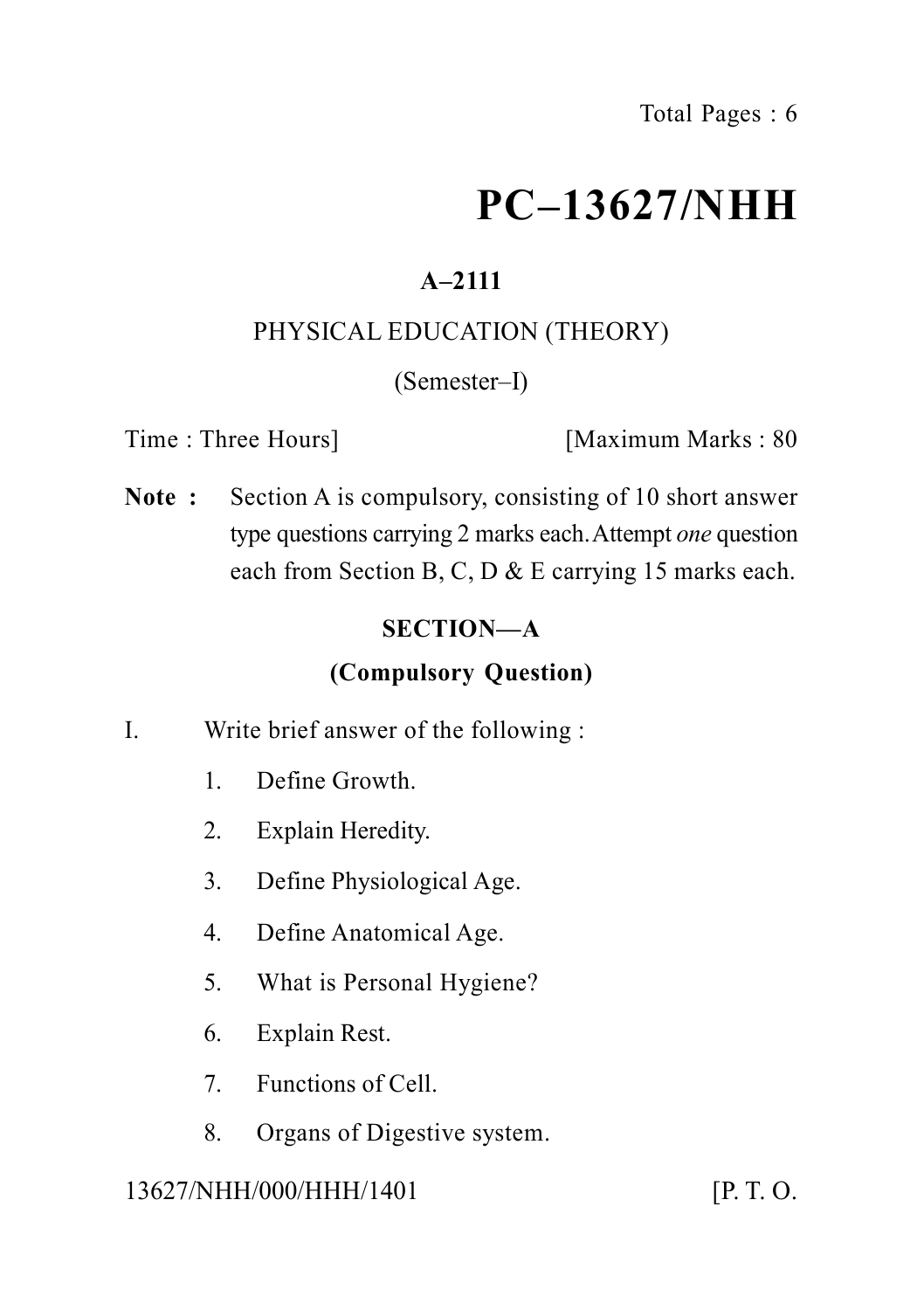# PC–13627/NHH

**A–2111**

PHYSICAL EDUCATION (THEORY)

(Semester–I)

Time : Three Hours] [Maximum Marks : 80

**Note :** Section A is compulsory, consisting of 10 short answer type questions carrying 2 marks each. Attempt *one* question each from Section B, C, D & E carrying 15 marks each.

## SECTION—A

### (Compulsory Question)

I. Write brief answer of the following :

1. Define Growth.
2. Explain Heredity.
3. Define Physiological Age.
4. Define Anatomical Age.
5. What is Personal Hygiene?
6. Explain Rest.
7. Functions of Cell.
8. Organs of Digestive system.

13627/NHH/000/HHH/1401 [P. T. O.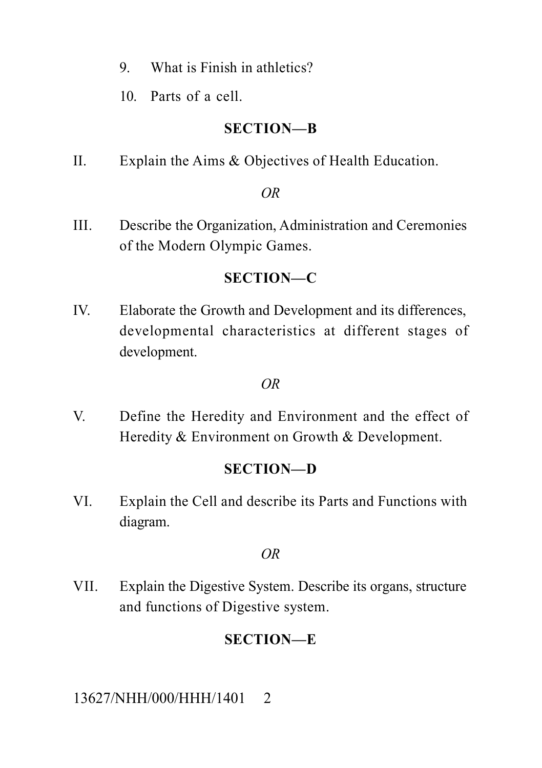9. What is Finish in athletics?

10. Parts of a cell.

## SECTION—B

II. Explain the Aims & Objectives of Health Education.

*OR*

III. Describe the Organization, Administration and Ceremonies of the Modern Olympic Games.

## SECTION—C

IV. Elaborate the Growth and Development and its differences, developmental characteristics at different stages of development.

*OR*

V. Define the Heredity and Environment and the effect of Heredity & Environment on Growth & Development.

## SECTION—D

VI. Explain the Cell and describe its Parts and Functions with diagram.

*OR*

VII. Explain the Digestive System. Describe its organs, structure and functions of Digestive system.

## SECTION—E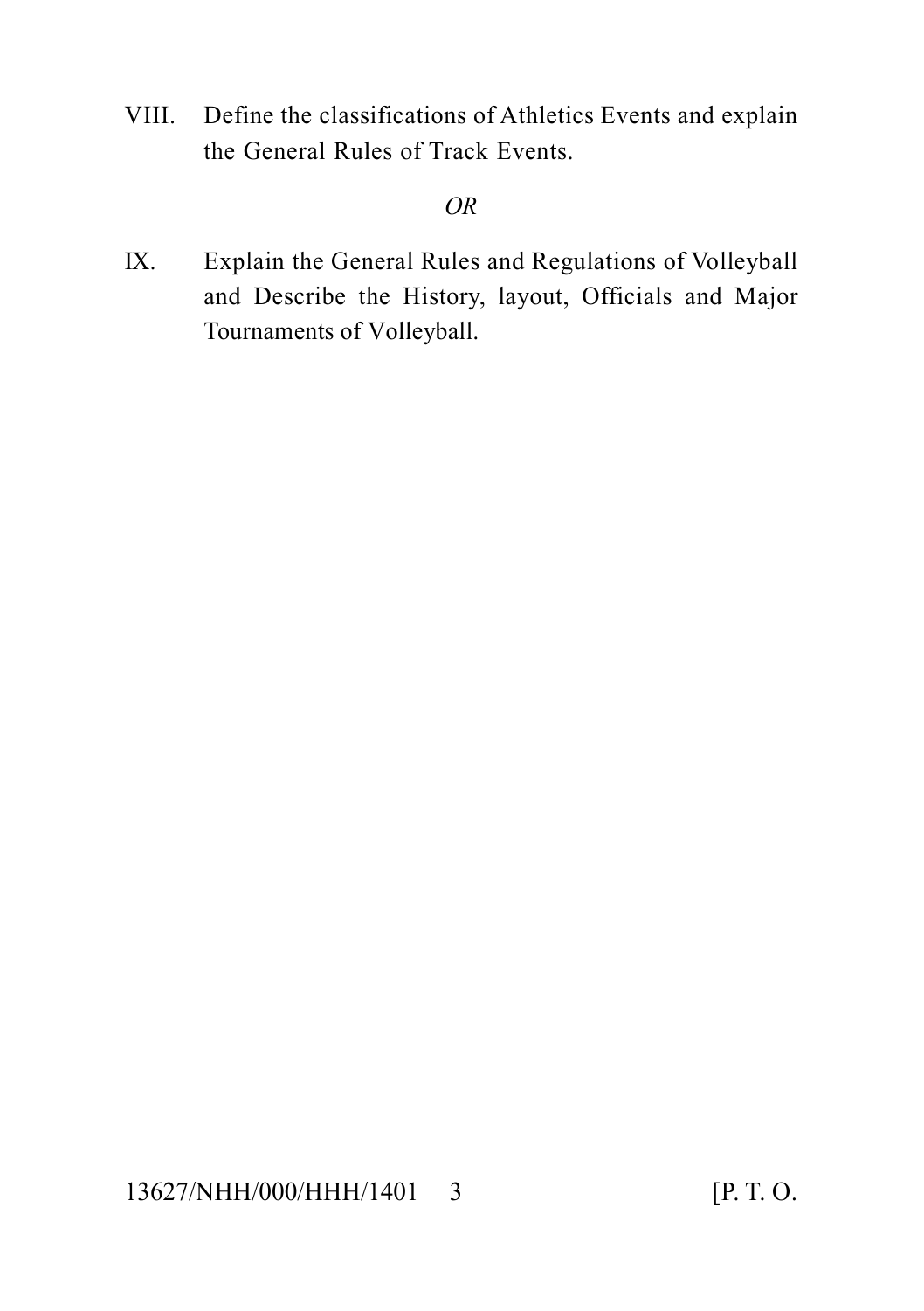VIII. Define the classifications of Athletics Events and explain the General Rules of Track Events.

*OR*

IX. Explain the General Rules and Regulations of Volleyball and Describe the History, layout, Officials and Major Tournaments of Volleyball.

13627/NHH/000/HHH/1401

[P. T. O.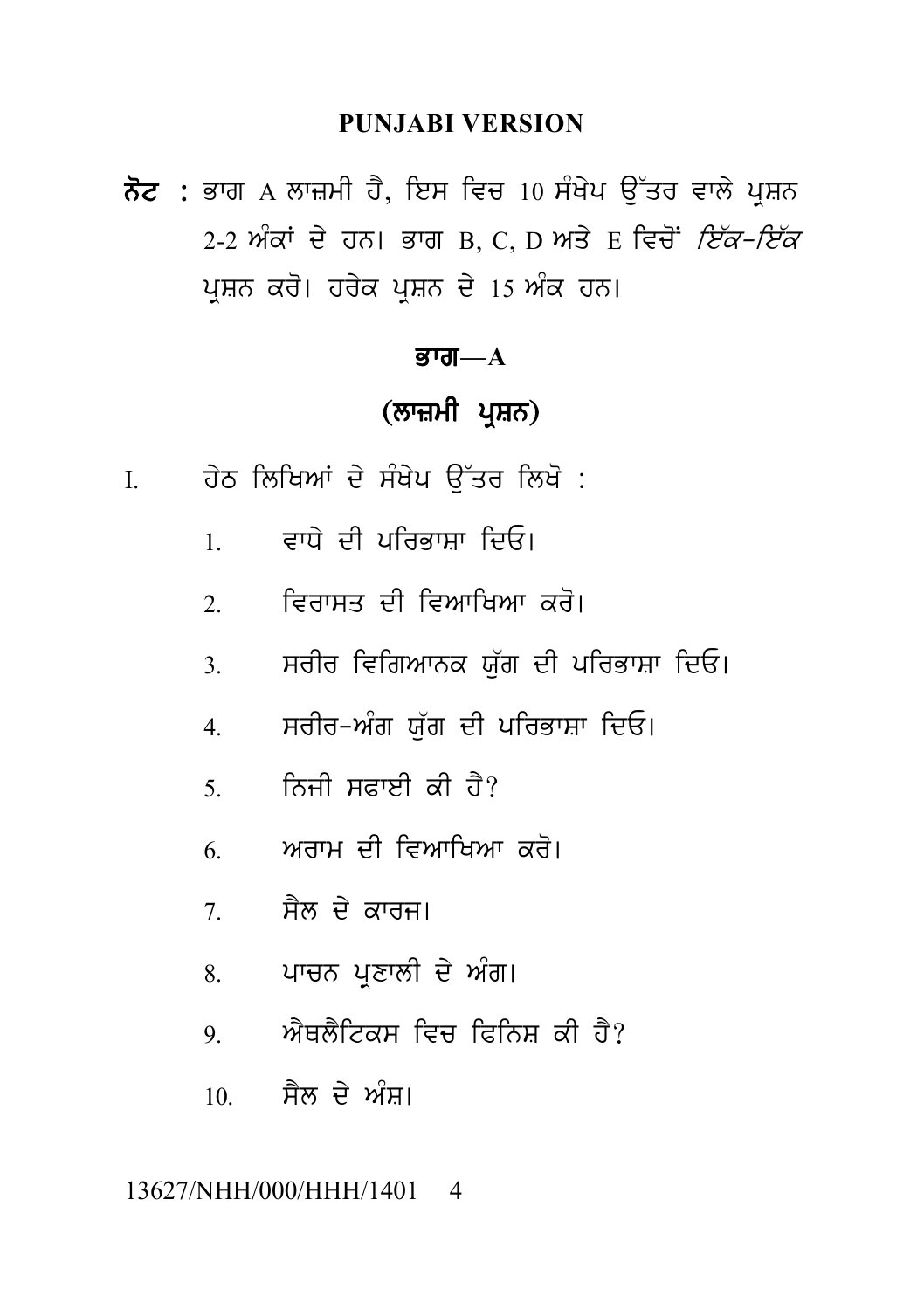**PUNJABI VERSION**

**ਨੋਟ :** ਭਾਗ A ਲਾਜ਼ਮੀ ਹੈ, ਇਸ ਵਿਚ 10 ਸੰਖੇਪ ਉੱਤਰ ਵਾਲੇ ਪ੍ਰਸ਼ਨ 2-2 ਅੰਕਾਂ ਦੇ ਹਨ। ਭਾਗ B, C, D ਅਤੇ E ਵਿਚੋਂ *ਇੱਕ-ਇੱਕ* ਪ੍ਰਸ਼ਨ ਕਰੋ। ਹਰੇਕ ਪ੍ਰਸ਼ਨ ਦੇ 15 ਅੰਕ ਹਨ।

## ਭਾਗ—A

## (ਲਾਜ਼ਮੀ ਪ੍ਰਸ਼ਨ)

I. ਹੇਠ ਲਿਖਿਆਂ ਦੇ ਸੰਖੇਪ ਉੱਤਰ ਲਿਖੋ :

1. ਵਾਧੇ ਦੀ ਪਰਿਭਾਸ਼ਾ ਦਿਓ।
2. ਵਿਰਾਸਤ ਦੀ ਵਿਆਖਿਆ ਕਰੋ।
3. ਸਰੀਰ ਵਿਗਿਆਨਕ ਯੁੱਗ ਦੀ ਪਰਿਭਾਸ਼ਾ ਦਿਓ।
4. ਸਰੀਰ-ਅੰਗ ਯੁੱਗ ਦੀ ਪਰਿਭਾਸ਼ਾ ਦਿਓ।
5. ਨਿਜੀ ਸਫਾਈ ਕੀ ਹੈ?
6. ਅਰਾਮ ਦੀ ਵਿਆਖਿਆ ਕਰੋ।
7. ਸੈਲ ਦੇ ਕਾਰਜ।
8. ਪਾਚਨ ਪ੍ਰਣਾਲੀ ਦੇ ਅੰਗ।
9. ਐਥਲੈਟਿਕਸ ਵਿਚ ਫਿਨਿਸ਼ ਕੀ ਹੈ?
10. ਸੈਲ ਦੇ ਅੰਸ਼।

13627/NHH/000/HHH/1401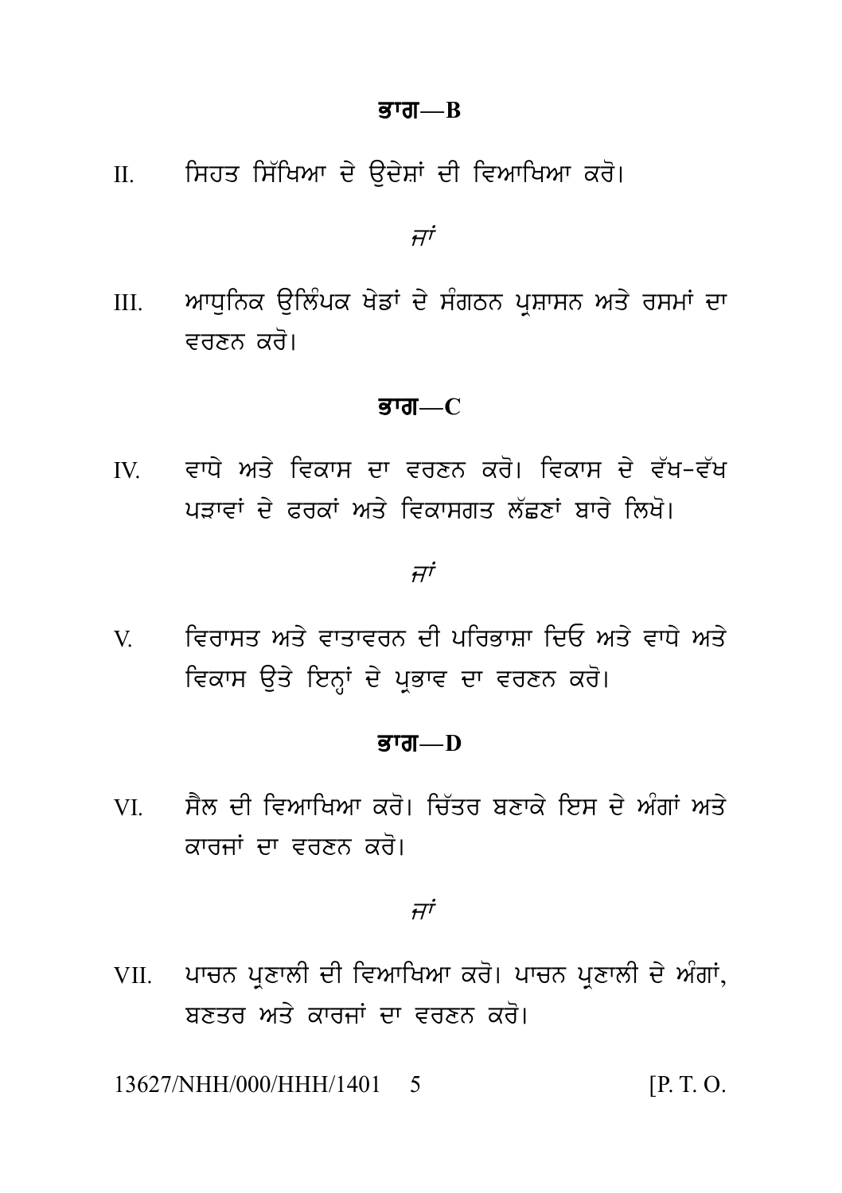## ਭਾਗ—B

II. ਸਿਹਤ ਸਿੱਖਿਆ ਦੇ ਉਦੇਸ਼ਾਂ ਦੀ ਵਿਆਖਿਆ ਕਰੋ।

*ਜਾਂ*

III. ਆਧੁਨਿਕ ਉਲਿੰਪਕ ਖੇਡਾਂ ਦੇ ਸੰਗਠਨ ਪ੍ਰਸ਼ਾਸਨ ਅਤੇ ਰਸਮਾਂ ਦਾ ਵਰਣਨ ਕਰੋ।

## ਭਾਗ—C

IV. ਵਾਧੇ ਅਤੇ ਵਿਕਾਸ ਦਾ ਵਰਣਨ ਕਰੋ। ਵਿਕਾਸ ਦੇ ਵੱਖ-ਵੱਖ ਪੜਾਵਾਂ ਦੇ ਫਰਕਾਂ ਅਤੇ ਵਿਕਾਸਗਤ ਲੱਛਣਾਂ ਬਾਰੇ ਲਿਖੋ।

*ਜਾਂ*

V. ਵਿਰਾਸਤ ਅਤੇ ਵਾਤਾਵਰਨ ਦੀ ਪਰਿਭਾਸ਼ਾ ਦਿਓ ਅਤੇ ਵਾਧੇ ਅਤੇ ਵਿਕਾਸ ਉਤੇ ਇਨ੍ਹਾਂ ਦੇ ਪ੍ਰਭਾਵ ਦਾ ਵਰਣਨ ਕਰੋ।

## ਭਾਗ—D

VI. ਸੈਲ ਦੀ ਵਿਆਖਿਆ ਕਰੋ। ਚਿੱਤਰ ਬਣਾਕੇ ਇਸ ਦੇ ਅੰਗਾਂ ਅਤੇ ਕਾਰਜਾਂ ਦਾ ਵਰਣਨ ਕਰੋ।

*ਜਾਂ*

VII. ਪਾਚਨ ਪ੍ਰਣਾਲੀ ਦੀ ਵਿਆਖਿਆ ਕਰੋ। ਪਾਚਨ ਪ੍ਰਣਾਲੀ ਦੇ ਅੰਗਾਂ, ਬਣਤਰ ਅਤੇ ਕਾਰਜਾਂ ਦਾ ਵਰਣਨ ਕਰੋ।

13627/NHH/000/HHH/1401 [P. T. O.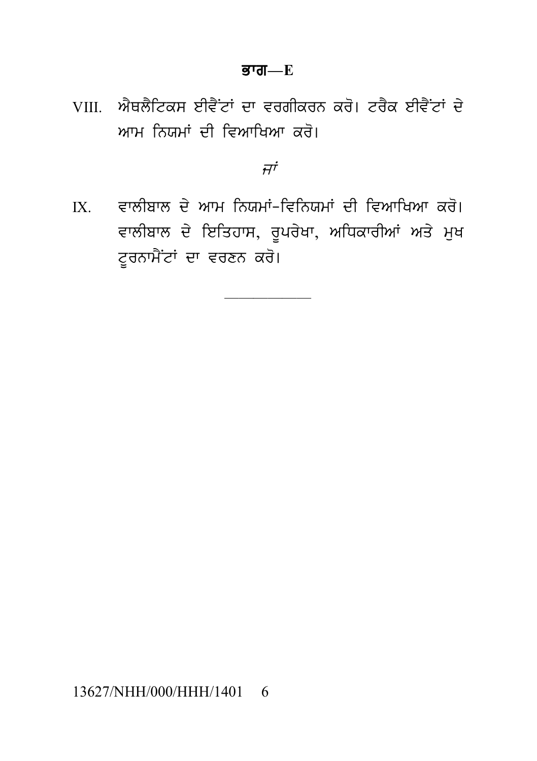## ਭਾਗ—E

VIII. ਐਥਲੈਟਿਕਸ ਈਵੈਂਟਾਂ ਦਾ ਵਰਗੀਕਰਨ ਕਰੋ। ਟਰੈਕ ਈਵੈਂਟਾਂ ਦੇ ਆਮ ਨਿਯਮਾਂ ਦੀ ਵਿਆਖਿਆ ਕਰੋ।

*ਜਾਂ*

IX. ਵਾਲੀਬਾਲ ਦੇ ਆਮ ਨਿਯਮਾਂ-ਵਿਨਿਯਮਾਂ ਦੀ ਵਿਆਖਿਆ ਕਰੋ। ਵਾਲੀਬਾਲ ਦੇ ਇਤਿਹਾਸ, ਰੂਪਰੇਖਾ, ਅਧਿਕਾਰੀਆਂ ਅਤੇ ਮੁਖ ਟੂਰਨਾਮੈਂਟਾਂ ਦਾ ਵਰਣਨ ਕਰੋ।

---

13627/NHH/000/HHH/1401